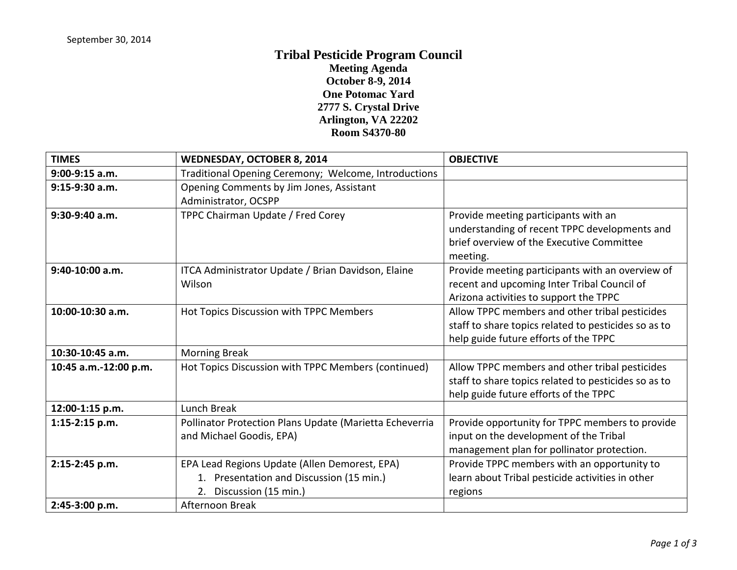September 30, 2014

# Tribal Pesticide Program Council

**Meeting Agenda**
**October 8-9, 2014**
**One Potomac Yard**
**2777 S. Crystal Drive**
**Arlington, VA 22202**
**Room S4370-80**

| TIMES | WEDNESDAY, OCTOBER 8, 2014 | OBJECTIVE |
|---|---|---|
| **9:00-9:15 a.m.** | Traditional Opening Ceremony; Welcome, Introductions | |
| **9:15-9:30 a.m.** | Opening Comments by Jim Jones, Assistant Administrator, OCSPP | |
| **9:30-9:40 a.m.** | TPPC Chairman Update / Fred Corey | Provide meeting participants with an understanding of recent TPPC developments and brief overview of the Executive Committee meeting. |
| **9:40-10:00 a.m.** | ITCA Administrator Update / Brian Davidson, Elaine Wilson | Provide meeting participants with an overview of recent and upcoming Inter Tribal Council of Arizona activities to support the TPPC |
| **10:00-10:30 a.m.** | Hot Topics Discussion with TPPC Members | Allow TPPC members and other tribal pesticides staff to share topics related to pesticides so as to help guide future efforts of the TPPC |
| **10:30-10:45 a.m.** | Morning Break | |
| **10:45 a.m.-12:00 p.m.** | Hot Topics Discussion with TPPC Members (continued) | Allow TPPC members and other tribal pesticides staff to share topics related to pesticides so as to help guide future efforts of the TPPC |
| **12:00-1:15 p.m.** | Lunch Break | |
| **1:15-2:15 p.m.** | Pollinator Protection Plans Update (Marietta Echeverria and Michael Goodis, EPA) | Provide opportunity for TPPC members to provide input on the development of the Tribal management plan for pollinator protection. |
| **2:15-2:45 p.m.** | EPA Lead Regions Update (Allen Demorest, EPA) 1. Presentation and Discussion (15 min.) 2. Discussion (15 min.) | Provide TPPC members with an opportunity to learn about Tribal pesticide activities in other regions |
| **2:45-3:00 p.m.** | Afternoon Break | |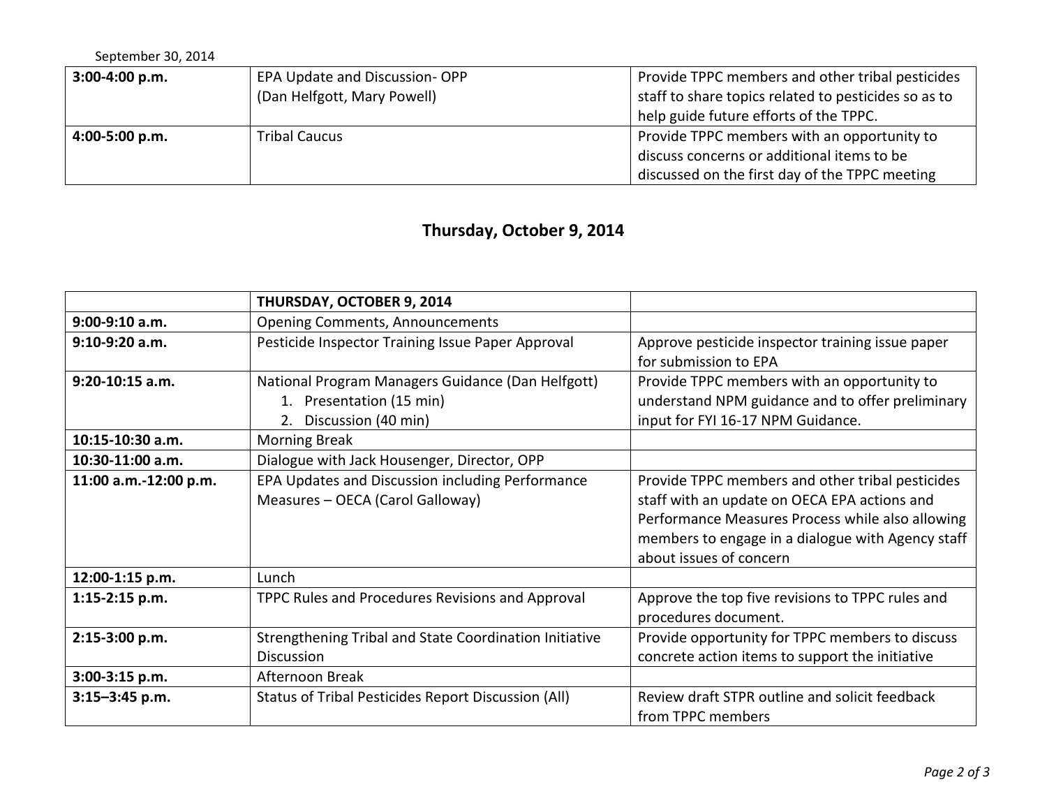| | | |
|---|---|---|
| **3:00-4:00 p.m.** | EPA Update and Discussion- OPP (Dan Helfgott, Mary Powell) | Provide TPPC members and other tribal pesticides staff to share topics related to pesticides so as to help guide future efforts of the TPPC. |
| **4:00-5:00 p.m.** | Tribal Caucus | Provide TPPC members with an opportunity to discuss concerns or additional items to be discussed on the first day of the TPPC meeting |

## Thursday, October 9, 2014

| | **THURSDAY, OCTOBER 9, 2014** | |
|---|---|---|
| **9:00-9:10 a.m.** | Opening Comments, Announcements | |
| **9:10-9:20 a.m.** | Pesticide Inspector Training Issue Paper Approval | Approve pesticide inspector training issue paper for submission to EPA |
| **9:20-10:15 a.m.** | National Program Managers Guidance (Dan Helfgott)<br>1. Presentation (15 min)<br>2. Discussion (40 min) | Provide TPPC members with an opportunity to understand NPM guidance and to offer preliminary input for FYI 16-17 NPM Guidance. |
| **10:15-10:30 a.m.** | Morning Break | |
| **10:30-11:00 a.m.** | Dialogue with Jack Housenger, Director, OPP | |
| **11:00 a.m.-12:00 p.m.** | EPA Updates and Discussion including Performance Measures – OECA (Carol Galloway) | Provide TPPC members and other tribal pesticides staff with an update on OECA EPA actions and Performance Measures Process while also allowing members to engage in a dialogue with Agency staff about issues of concern |
| **12:00-1:15 p.m.** | Lunch | |
| **1:15-2:15 p.m.** | TPPC Rules and Procedures Revisions and Approval | Approve the top five revisions to TPPC rules and procedures document. |
| **2:15-3:00 p.m.** | Strengthening Tribal and State Coordination Initiative Discussion | Provide opportunity for TPPC members to discuss concrete action items to support the initiative |
| **3:00-3:15 p.m.** | Afternoon Break | |
| **3:15–3:45 p.m.** | Status of Tribal Pesticides Report Discussion (All) | Review draft STPR outline and solicit feedback from TPPC members |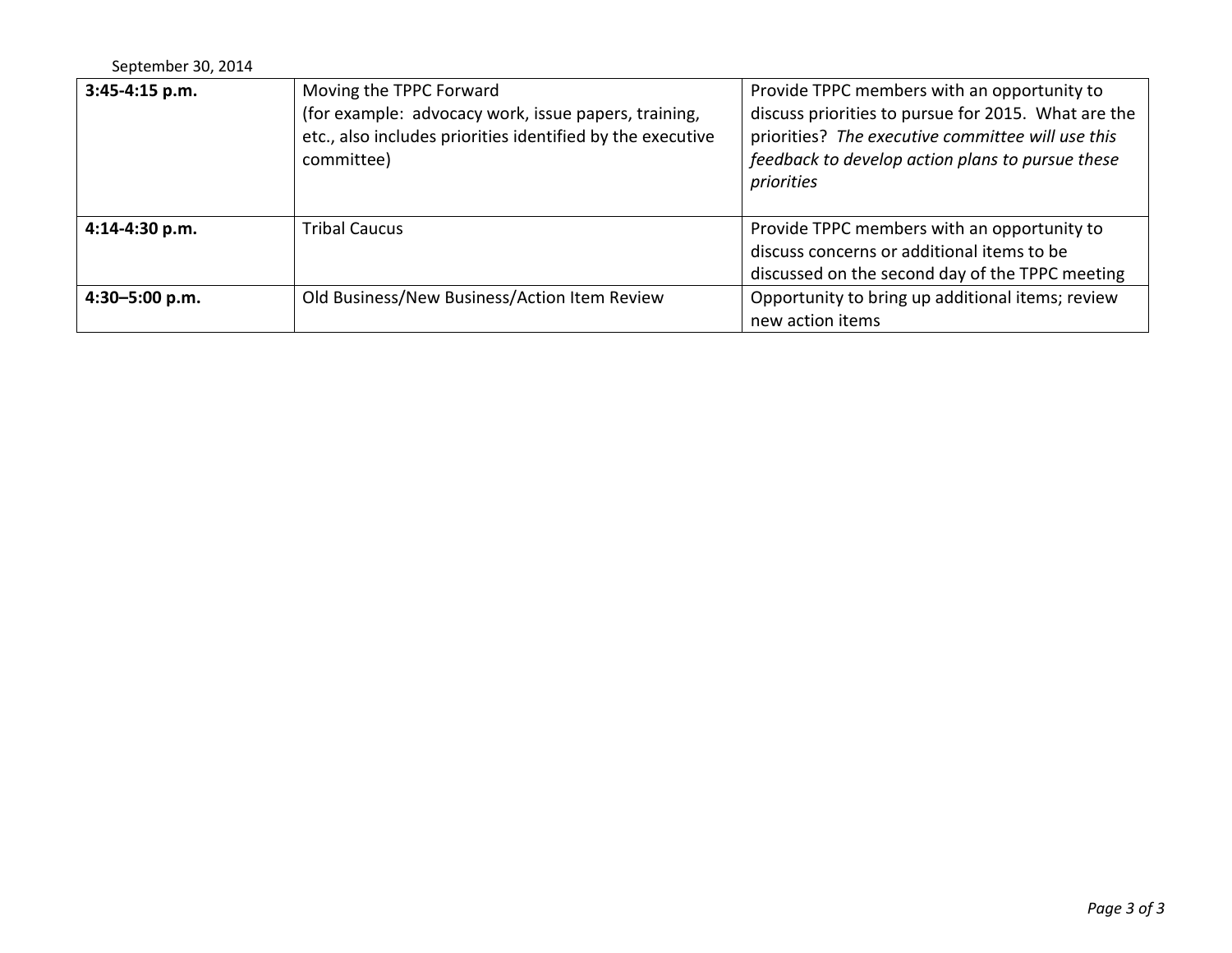September 30, 2014

| | | |
|---|---|---|
| **3:45-4:15 p.m.** | Moving the TPPC Forward<br>(for example: advocacy work, issue papers, training, etc., also includes priorities identified by the executive committee) | Provide TPPC members with an opportunity to discuss priorities to pursue for 2015. What are the priorities? *The executive committee will use this feedback to develop action plans to pursue these priorities* |
| **4:14-4:30 p.m.** | Tribal Caucus | Provide TPPC members with an opportunity to discuss concerns or additional items to be discussed on the second day of the TPPC meeting |
| **4:30–5:00 p.m.** | Old Business/New Business/Action Item Review | Opportunity to bring up additional items; review new action items |